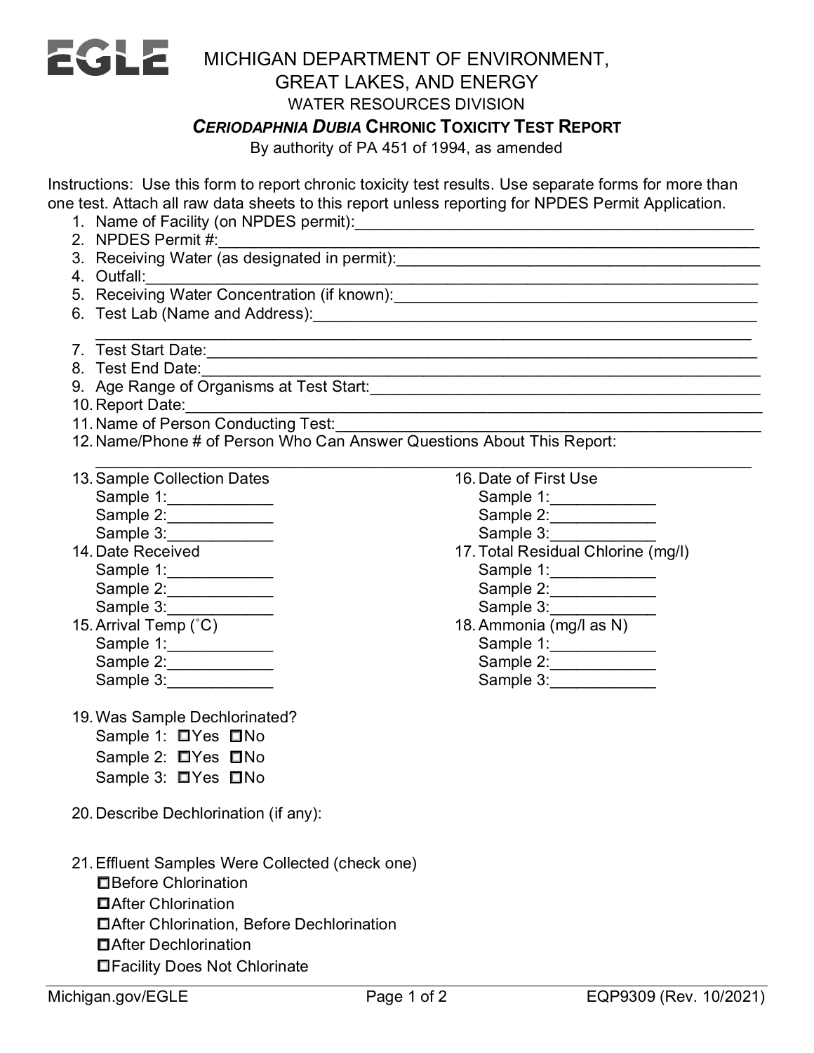**EGLE**

# MICHIGAN DEPARTMENT OF ENVIRONMENT, GREAT LAKES, AND ENERGY

## WATER RESOURCES DIVISION

## *CERIODAPHNIA DUBIA* CHRONIC TOXICITY TEST REPORT

By authority of PA 451 of 1994, as amended

Instructions: Use this form to report chronic toxicity test results. Use separate forms for more than one test. Attach all raw data sheets to this report unless reporting for NPDES Permit Application.

1. Name of Facility (on NPDES permit):_______________
2. NPDES Permit #:_______________
3. Receiving Water (as designated in permit):_______________
4. Outfall:_______________
5. Receiving Water Concentration (if known):_______________
6. Test Lab (Name and Address):_______________
   _______________
7. Test Start Date:_______________
8. Test End Date:_______________
9. Age Range of Organisms at Test Start:_______________
10. Report Date:_______________
11. Name of Person Conducting Test:_______________
12. Name/Phone # of Person Who Can Answer Questions About This Report:
    _______________
13. Sample Collection Dates
    - Sample 1:____________
    - Sample 2:____________
    - Sample 3:____________
14. Date Received
    - Sample 1:____________
    - Sample 2:____________
    - Sample 3:____________
15. Arrival Temp (˚C)
    - Sample 1:____________
    - Sample 2:____________
    - Sample 3:____________
16. Date of First Use
    - Sample 1:____________
    - Sample 2:____________
    - Sample 3:____________
17. Total Residual Chlorine (mg/l)
    - Sample 1:____________
    - Sample 2:____________
    - Sample 3:____________
18. Ammonia (mg/l as N)
    - Sample 1:____________
    - Sample 2:____________
    - Sample 3:____________
19. Was Sample Dechlorinated?
    - Sample 1: ☐Yes ☐No
    - Sample 2: ☐Yes ☐No
    - Sample 3: ☐Yes ☐No
20. Describe Dechlorination (if any):

21. Effluent Samples Were Collected (check one)
    - ☐Before Chlorination
    - ☐After Chlorination
    - ☐After Chlorination, Before Dechlorination
    - ☐After Dechlorination
    - ☐Facility Does Not Chlorinate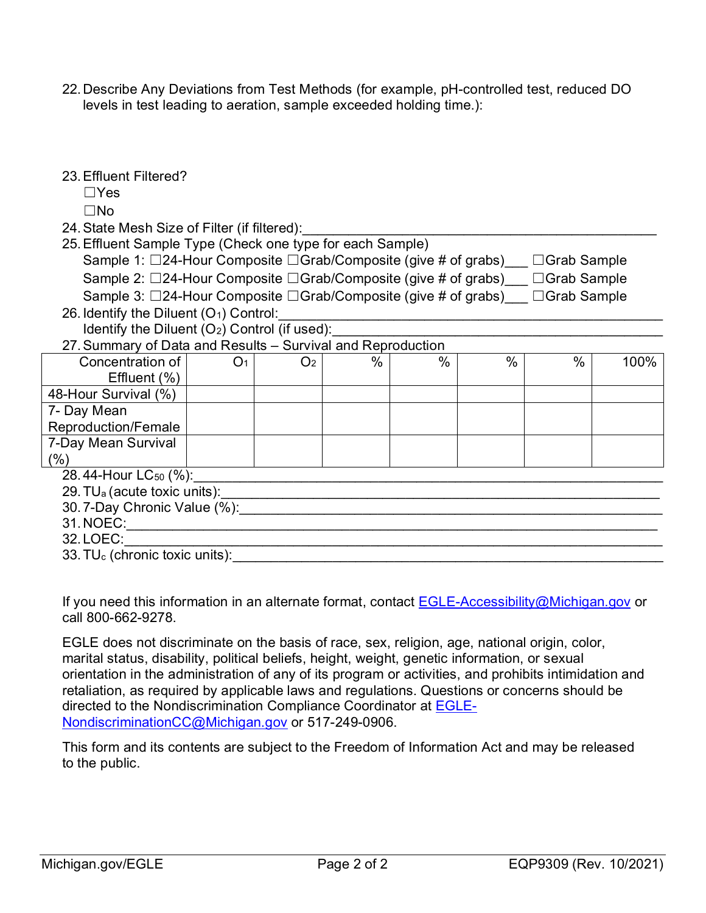22. Describe Any Deviations from Test Methods (for example, pH-controlled test, reduced DO levels in test leading to aeration, sample exceeded holding time.):

23. Effluent Filtered?
    ☐Yes
    ☐No
24. State Mesh Size of Filter (if filtered):________________________________________________
25. Effluent Sample Type (Check one type for each Sample)
    Sample 1: ☐24-Hour Composite ☐Grab/Composite (give # of grabs)___ ☐Grab Sample
    Sample 2: ☐24-Hour Composite ☐Grab/Composite (give # of grabs)___ ☐Grab Sample
    Sample 3: ☐24-Hour Composite ☐Grab/Composite (give # of grabs)___ ☐Grab Sample
26. Identify the Diluent ($O_1$) Control:________________________________________________
    Identify the Diluent ($O_2$) Control (if used):__________________________________________
27. Summary of Data and Results – Survival and Reproduction

| Concentration of Effluent (%) | $O_1$ | $O_2$ | % | % | % | % | 100% |
|---|---|---|---|---|---|---|---|
| 48-Hour Survival (%) | | | | | | | |
| 7- Day Mean Reproduction/Female | | | | | | | |
| 7-Day Mean Survival (%) | | | | | | | |

28. 44-Hour $LC_{50}$ (%):____________________________________________________________
29. $TU_a$ (acute toxic units):_______________________________________________________
30. 7-Day Chronic Value (%):_______________________________________________________
31. NOEC:___________________________________________________________________
32. LOEC:___________________________________________________________________
33. $TU_c$ (chronic toxic units):______________________________________________________

If you need this information in an alternate format, contact EGLE-Accessibility@Michigan.gov or call 800-662-9278.

EGLE does not discriminate on the basis of race, sex, religion, age, national origin, color, marital status, disability, political beliefs, height, weight, genetic information, or sexual orientation in the administration of any of its program or activities, and prohibits intimidation and retaliation, as required by applicable laws and regulations. Questions or concerns should be directed to the Nondiscrimination Compliance Coordinator at EGLE-NondiscriminationCC@Michigan.gov or 517-249-0906.

This form and its contents are subject to the Freedom of Information Act and may be released to the public.